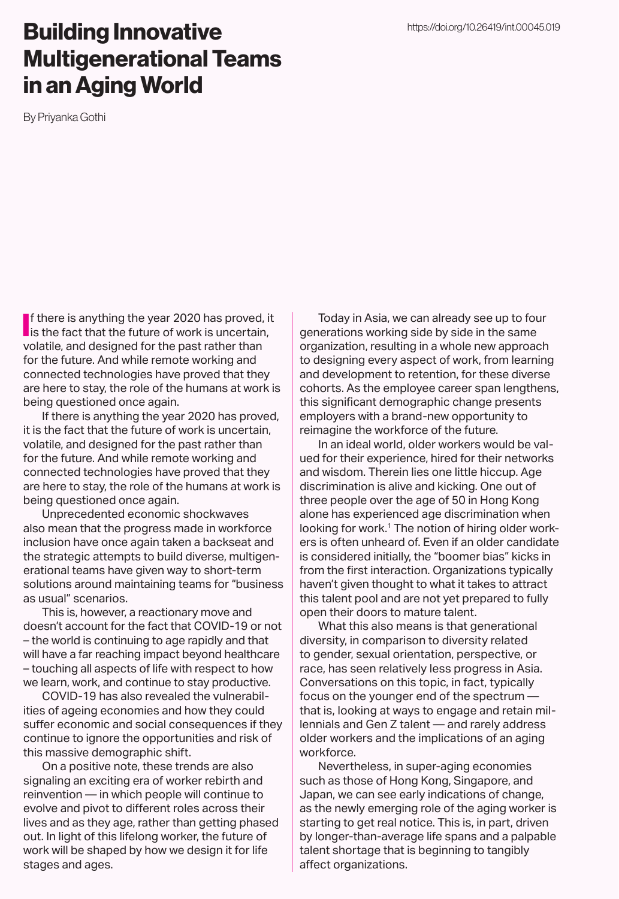# Building Innovative Multigenerational Teams in an Aging World

https://doi.org/10.26419/int.00045.019

By Priyanka Gothi

If there is anything the year 2020 has proved, it is the fact that the future of work is uncertain, volatile, and designed for the past rather than for the future. And while remote working and connected technologies have proved that they are here to stay, the role of the humans at work is being questioned once again.

If there is anything the year 2020 has proved, it is the fact that the future of work is uncertain, volatile, and designed for the past rather than for the future. And while remote working and connected technologies have proved that they are here to stay, the role of the humans at work is being questioned once again.

Unprecedented economic shockwaves also mean that the progress made in workforce inclusion have once again taken a backseat and the strategic attempts to build diverse, multigenerational teams have given way to short-term solutions around maintaining teams for "business as usual" scenarios.

This is, however, a reactionary move and doesn't account for the fact that COVID-19 or not – the world is continuing to age rapidly and that will have a far reaching impact beyond healthcare – touching all aspects of life with respect to how we learn, work, and continue to stay productive.

COVID-19 has also revealed the vulnerabilities of ageing economies and how they could suffer economic and social consequences if they continue to ignore the opportunities and risk of this massive demographic shift.

On a positive note, these trends are also signaling an exciting era of worker rebirth and reinvention — in which people will continue to evolve and pivot to different roles across their lives and as they age, rather than getting phased out. In light of this lifelong worker, the future of work will be shaped by how we design it for life stages and ages.

Today in Asia, we can already see up to four generations working side by side in the same organization, resulting in a whole new approach to designing every aspect of work, from learning and development to retention, for these diverse cohorts. As the employee career span lengthens, this significant demographic change presents employers with a brand-new opportunity to reimagine the workforce of the future.

In an ideal world, older workers would be valued for their experience, hired for their networks and wisdom. Therein lies one little hiccup. Age discrimination is alive and kicking. One out of three people over the age of 50 in Hong Kong alone has experienced age discrimination when looking for work.[1] The notion of hiring older workers is often unheard of. Even if an older candidate is considered initially, the "boomer bias" kicks in from the first interaction. Organizations typically haven't given thought to what it takes to attract this talent pool and are not yet prepared to fully open their doors to mature talent.

What this also means is that generational diversity, in comparison to diversity related to gender, sexual orientation, perspective, or race, has seen relatively less progress in Asia. Conversations on this topic, in fact, typically focus on the younger end of the spectrum — that is, looking at ways to engage and retain millennials and Gen Z talent — and rarely address older workers and the implications of an aging workforce.

Nevertheless, in super-aging economies such as those of Hong Kong, Singapore, and Japan, we can see early indications of change, as the newly emerging role of the aging worker is starting to get real notice. This is, in part, driven by longer-than-average life spans and a palpable talent shortage that is beginning to tangibly affect organizations.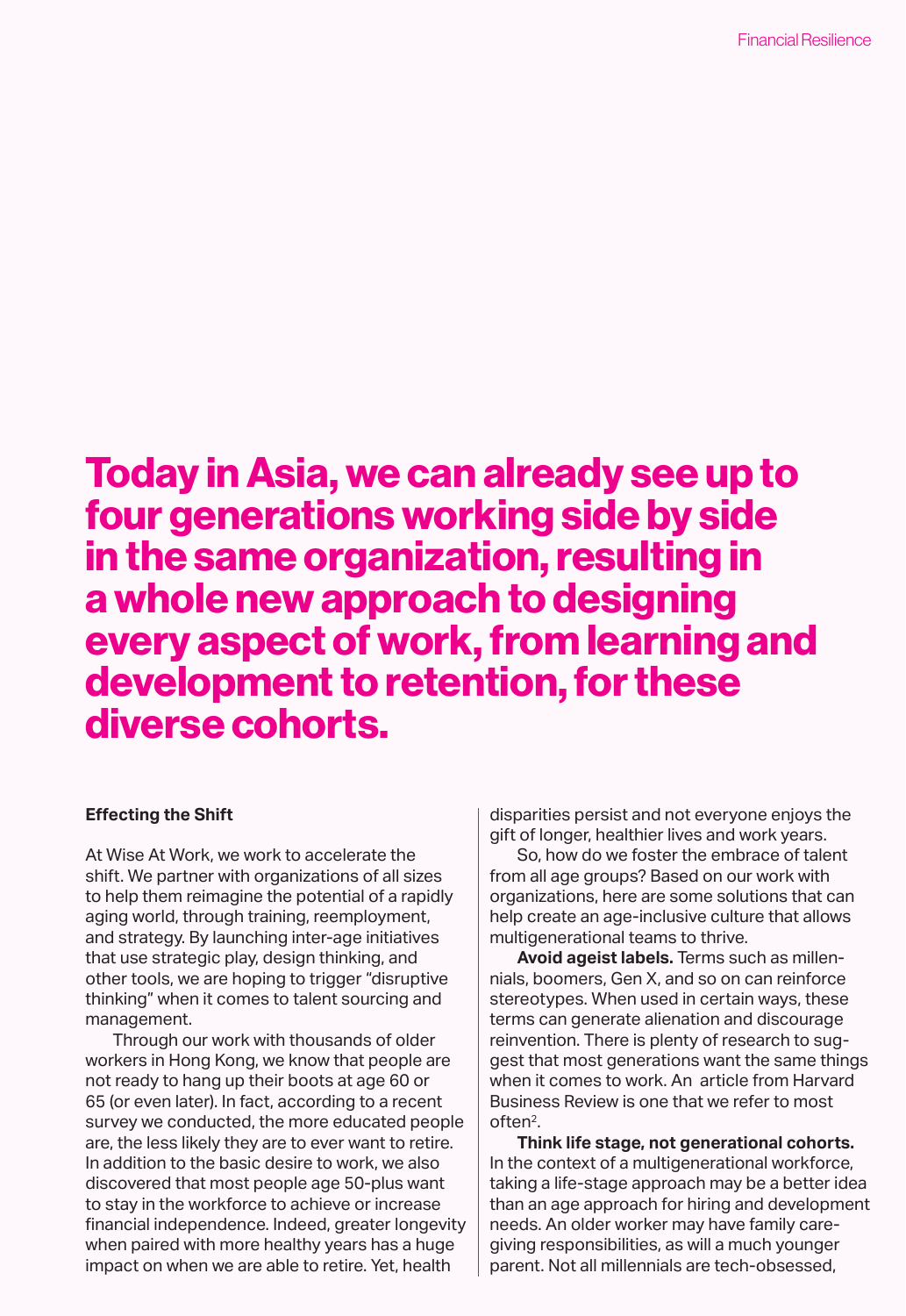**Today in Asia, we can already see up to four generations working side by side in the same organization, resulting in a whole new approach to designing every aspect of work, from learning and development to retention, for these diverse cohorts.**

### Effecting the Shift

At Wise At Work, we work to accelerate the shift. We partner with organizations of all sizes to help them reimagine the potential of a rapidly aging world, through training, reemployment, and strategy. By launching inter-age initiatives that use strategic play, design thinking, and other tools, we are hoping to trigger "disruptive thinking" when it comes to talent sourcing and management.

Through our work with thousands of older workers in Hong Kong, we know that people are not ready to hang up their boots at age 60 or 65 (or even later). In fact, according to a recent survey we conducted, the more educated people are, the less likely they are to ever want to retire. In addition to the basic desire to work, we also discovered that most people age 50-plus want to stay in the workforce to achieve or increase financial independence. Indeed, greater longevity when paired with more healthy years has a huge impact on when we are able to retire. Yet, health disparities persist and not everyone enjoys the gift of longer, healthier lives and work years.

So, how do we foster the embrace of talent from all age groups? Based on our work with organizations, here are some solutions that can help create an age-inclusive culture that allows multigenerational teams to thrive.

**Avoid ageist labels.** Terms such as millennials, boomers, Gen X, and so on can reinforce stereotypes. When used in certain ways, these terms can generate alienation and discourage reinvention. There is plenty of research to suggest that most generations want the same things when it comes to work. An article from Harvard Business Review is one that we refer to most often[2].

**Think life stage, not generational cohorts.** In the context of a multigenerational workforce, taking a life-stage approach may be a better idea than an age approach for hiring and development needs. An older worker may have family caregiving responsibilities, as will a much younger parent. Not all millennials are tech-obsessed,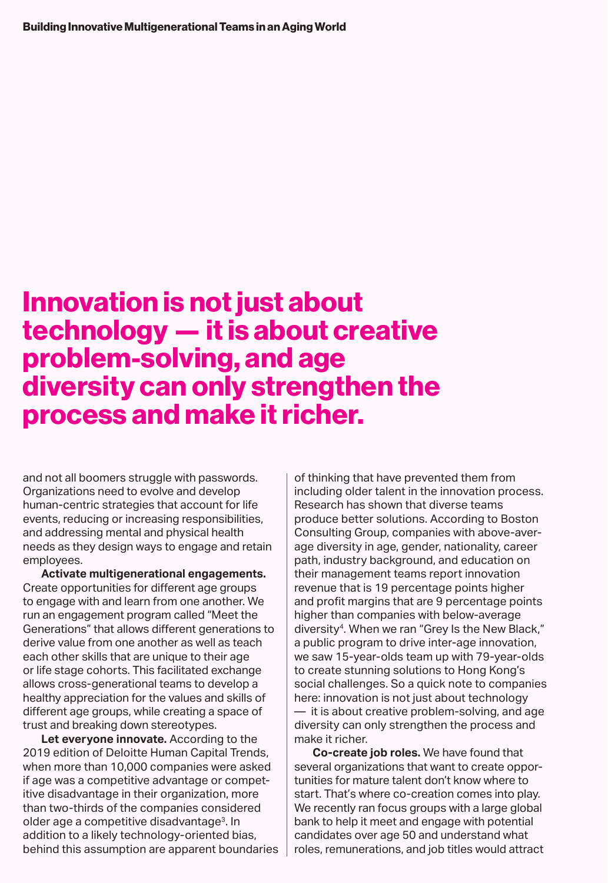**Innovation is not just about technology — it is about creative problem-solving, and age diversity can only strengthen the process and make it richer.**

and not all boomers struggle with passwords. Organizations need to evolve and develop human-centric strategies that account for life events, reducing or increasing responsibilities, and addressing mental and physical health needs as they design ways to engage and retain employees.

**Activate multigenerational engagements.** Create opportunities for different age groups to engage with and learn from one another. We run an engagement program called "Meet the Generations" that allows different generations to derive value from one another as well as teach each other skills that are unique to their age or life stage cohorts. This facilitated exchange allows cross-generational teams to develop a healthy appreciation for the values and skills of different age groups, while creating a space of trust and breaking down stereotypes.

**Let everyone innovate.** According to the 2019 edition of Deloitte Human Capital Trends, when more than 10,000 companies were asked if age was a competitive advantage or competitive disadvantage in their organization, more than two-thirds of the companies considered older age a competitive disadvantage[3]. In addition to a likely technology-oriented bias, behind this assumption are apparent boundaries of thinking that have prevented them from including older talent in the innovation process. Research has shown that diverse teams produce better solutions. According to Boston Consulting Group, companies with above-average diversity in age, gender, nationality, career path, industry background, and education on their management teams report innovation revenue that is 19 percentage points higher and profit margins that are 9 percentage points higher than companies with below-average diversity[4]. When we ran "Grey Is the New Black," a public program to drive inter-age innovation, we saw 15-year-olds team up with 79-year-olds to create stunning solutions to Hong Kong's social challenges. So a quick note to companies here: innovation is not just about technology — it is about creative problem-solving, and age diversity can only strengthen the process and make it richer.

**Co-create job roles.** We have found that several organizations that want to create opportunities for mature talent don't know where to start. That's where co-creation comes into play. We recently ran focus groups with a large global bank to help it meet and engage with potential candidates over age 50 and understand what roles, remunerations, and job titles would attract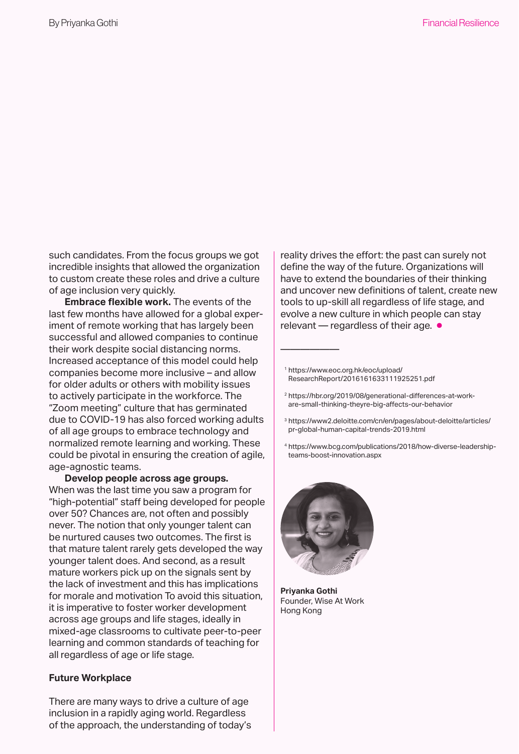such candidates. From the focus groups we got incredible insights that allowed the organization to custom create these roles and drive a culture of age inclusion very quickly.

**Embrace flexible work.** The events of the last few months have allowed for a global experiment of remote working that has largely been successful and allowed companies to continue their work despite social distancing norms. Increased acceptance of this model could help companies become more inclusive – and allow for older adults or others with mobility issues to actively participate in the workforce. The "Zoom meeting" culture that has germinated due to COVID-19 has also forced working adults of all age groups to embrace technology and normalized remote learning and working. These could be pivotal in ensuring the creation of agile, age-agnostic teams.

**Develop people across age groups.** When was the last time you saw a program for "high-potential" staff being developed for people over 50? Chances are, not often and possibly never. The notion that only younger talent can be nurtured causes two outcomes. The first is that mature talent rarely gets developed the way younger talent does. And second, as a result mature workers pick up on the signals sent by the lack of investment and this has implications for morale and motivation To avoid this situation, it is imperative to foster worker development across age groups and life stages, ideally in mixed-age classrooms to cultivate peer-to-peer learning and common standards of teaching for all regardless of age or life stage.

**Future Workplace**

There are many ways to drive a culture of age inclusion in a rapidly aging world. Regardless of the approach, the understanding of today's reality drives the effort: the past can surely not define the way of the future. Organizations will have to extend the boundaries of their thinking and uncover new definitions of talent, create new tools to up-skill all regardless of life stage, and evolve a new culture in which people can stay relevant — regardless of their age. ●

---

[1] https://www.eoc.org.hk/eoc/upload/ResearchReport/2016161633111925251.pdf

[2] https://hbr.org/2019/08/generational-differences-at-work-are-small-thinking-theyre-big-affects-our-behavior

[3] https://www2.deloitte.com/cn/en/pages/about-deloitte/articles/pr-global-human-capital-trends-2019.html

[4] https://www.bcg.com/publications/2018/how-diverse-leadership-teams-boost-innovation.aspx

**Priyanka Gothi**
Founder, Wise At Work
Hong Kong